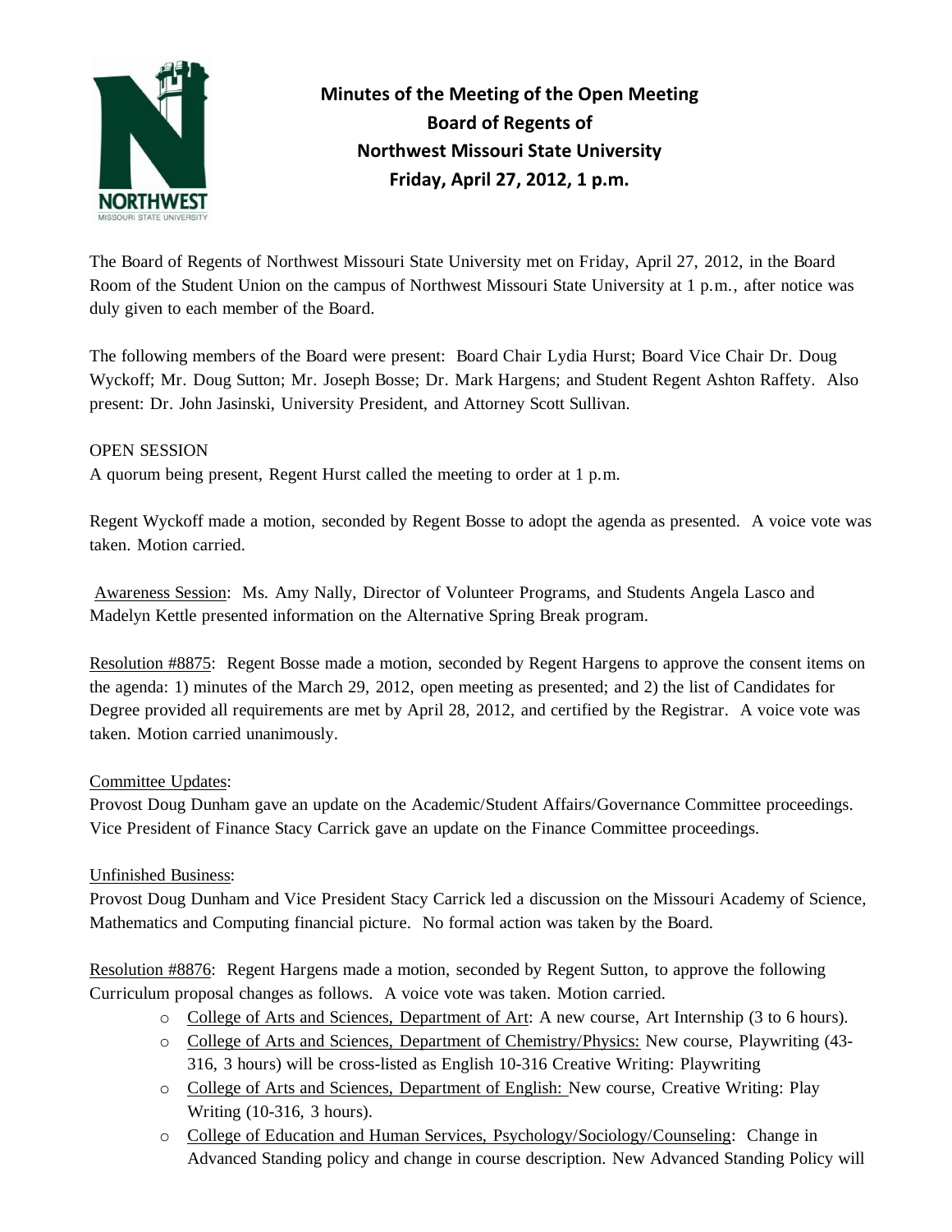# Minutes of the Meeting of the Open Meeting
## Board of Regents of
## Northwest Missouri State University
## Friday, April 27, 2012, 1 p.m.

The Board of Regents of Northwest Missouri State University met on Friday, April 27, 2012, in the Board Room of the Student Union on the campus of Northwest Missouri State University at 1 p.m., after notice was duly given to each member of the Board.

The following members of the Board were present: Board Chair Lydia Hurst; Board Vice Chair Dr. Doug Wyckoff; Mr. Doug Sutton; Mr. Joseph Bosse; Dr. Mark Hargens; and Student Regent Ashton Raffety. Also present: Dr. John Jasinski, University President, and Attorney Scott Sullivan.

OPEN SESSION

A quorum being present, Regent Hurst called the meeting to order at 1 p.m.

Regent Wyckoff made a motion, seconded by Regent Bosse to adopt the agenda as presented. A voice vote was taken. Motion carried.

Awareness Session: Ms. Amy Nally, Director of Volunteer Programs, and Students Angela Lasco and Madelyn Kettle presented information on the Alternative Spring Break program.

Resolution #8875: Regent Bosse made a motion, seconded by Regent Hargens to approve the consent items on the agenda: 1) minutes of the March 29, 2012, open meeting as presented; and 2) the list of Candidates for Degree provided all requirements are met by April 28, 2012, and certified by the Registrar. A voice vote was taken. Motion carried unanimously.

Committee Updates:

Provost Doug Dunham gave an update on the Academic/Student Affairs/Governance Committee proceedings.
Vice President of Finance Stacy Carrick gave an update on the Finance Committee proceedings.

Unfinished Business:

Provost Doug Dunham and Vice President Stacy Carrick led a discussion on the Missouri Academy of Science, Mathematics and Computing financial picture. No formal action was taken by the Board.

Resolution #8876: Regent Hargens made a motion, seconded by Regent Sutton, to approve the following Curriculum proposal changes as follows. A voice vote was taken. Motion carried.

- College of Arts and Sciences, Department of Art: A new course, Art Internship (3 to 6 hours).
- College of Arts and Sciences, Department of Chemistry/Physics: New course, Playwriting (43-316, 3 hours) will be cross-listed as English 10-316 Creative Writing: Playwriting
- College of Arts and Sciences, Department of English: New course, Creative Writing: Play Writing (10-316, 3 hours).
- College of Education and Human Services, Psychology/Sociology/Counseling: Change in Advanced Standing policy and change in course description. New Advanced Standing Policy will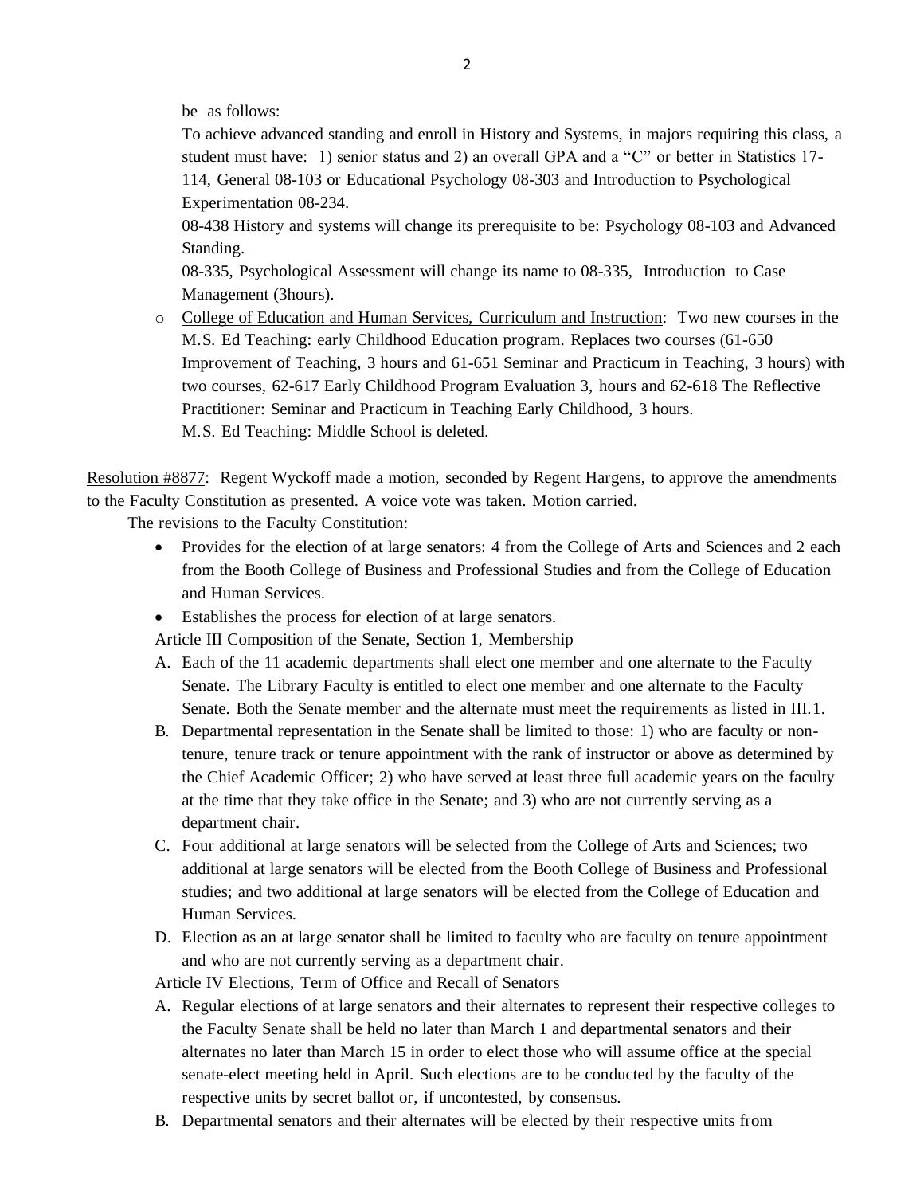be as follows:

To achieve advanced standing and enroll in History and Systems, in majors requiring this class, a student must have: 1) senior status and 2) an overall GPA and a "C" or better in Statistics 17-114, General 08-103 or Educational Psychology 08-303 and Introduction to Psychological Experimentation 08-234.

08-438 History and systems will change its prerequisite to be: Psychology 08-103 and Advanced Standing.

08-335, Psychological Assessment will change its name to 08-335, Introduction to Case Management (3hours).

- College of Education and Human Services, Curriculum and Instruction: Two new courses in the M.S. Ed Teaching: early Childhood Education program. Replaces two courses (61-650 Improvement of Teaching, 3 hours and 61-651 Seminar and Practicum in Teaching, 3 hours) with two courses, 62-617 Early Childhood Program Evaluation 3, hours and 62-618 The Reflective Practitioner: Seminar and Practicum in Teaching Early Childhood, 3 hours.
  M.S. Ed Teaching: Middle School is deleted.

Resolution #8877: Regent Wyckoff made a motion, seconded by Regent Hargens, to approve the amendments to the Faculty Constitution as presented. A voice vote was taken. Motion carried.

The revisions to the Faculty Constitution:

- Provides for the election of at large senators: 4 from the College of Arts and Sciences and 2 each from the Booth College of Business and Professional Studies and from the College of Education and Human Services.
- Establishes the process for election of at large senators.

Article III Composition of the Senate, Section 1, Membership

A. Each of the 11 academic departments shall elect one member and one alternate to the Faculty Senate. The Library Faculty is entitled to elect one member and one alternate to the Faculty Senate. Both the Senate member and the alternate must meet the requirements as listed in III.1.

B. Departmental representation in the Senate shall be limited to those: 1) who are faculty or non-tenure, tenure track or tenure appointment with the rank of instructor or above as determined by the Chief Academic Officer; 2) who have served at least three full academic years on the faculty at the time that they take office in the Senate; and 3) who are not currently serving as a department chair.

C. Four additional at large senators will be selected from the College of Arts and Sciences; two additional at large senators will be elected from the Booth College of Business and Professional studies; and two additional at large senators will be elected from the College of Education and Human Services.

D. Election as an at large senator shall be limited to faculty who are faculty on tenure appointment and who are not currently serving as a department chair.

Article IV Elections, Term of Office and Recall of Senators

A. Regular elections of at large senators and their alternates to represent their respective colleges to the Faculty Senate shall be held no later than March 1 and departmental senators and their alternates no later than March 15 in order to elect those who will assume office at the special senate-elect meeting held in April. Such elections are to be conducted by the faculty of the respective units by secret ballot or, if uncontested, by consensus.

B. Departmental senators and their alternates will be elected by their respective units from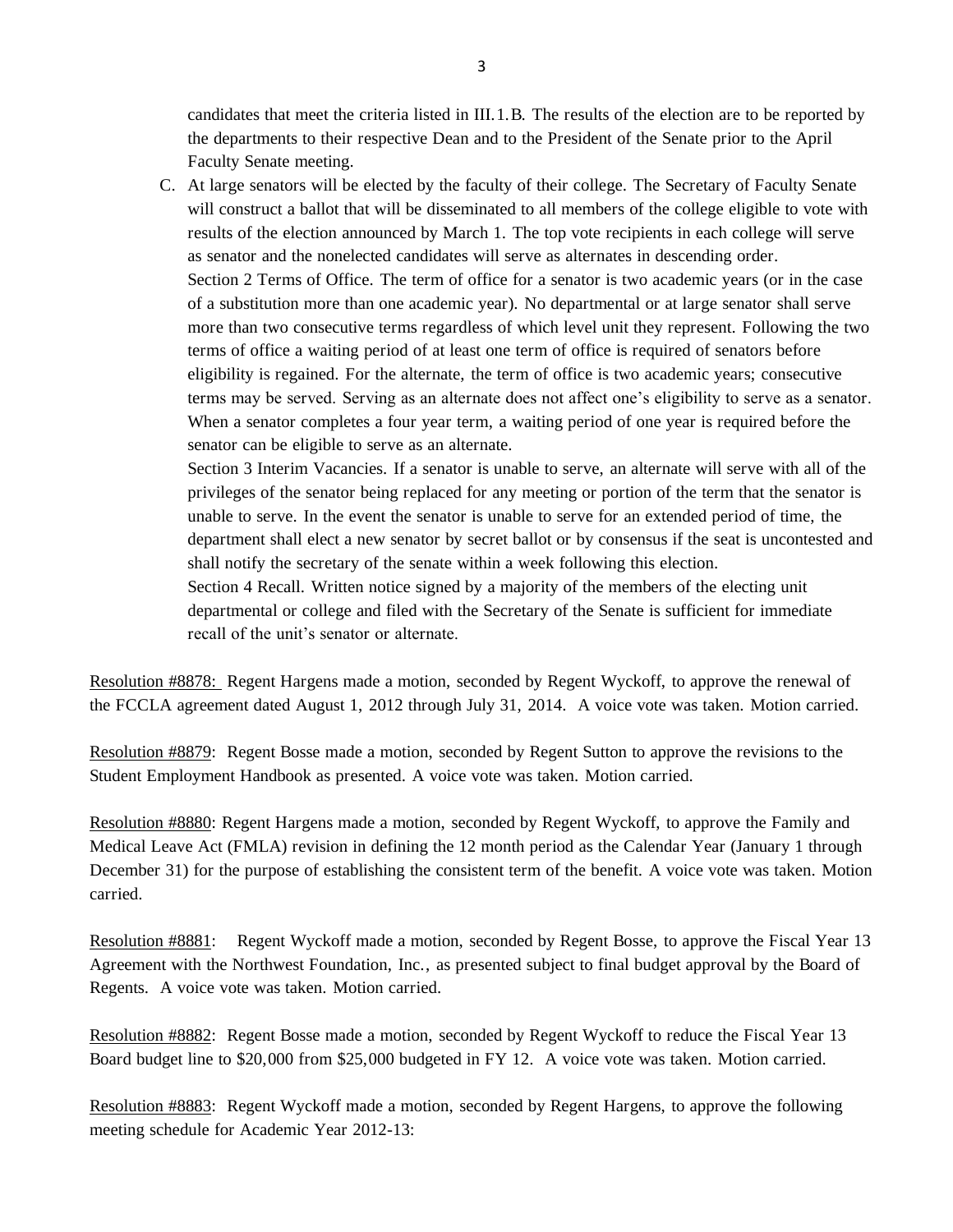candidates that meet the criteria listed in III.1.B. The results of the election are to be reported by the departments to their respective Dean and to the President of the Senate prior to the April Faculty Senate meeting.

C. At large senators will be elected by the faculty of their college. The Secretary of Faculty Senate will construct a ballot that will be disseminated to all members of the college eligible to vote with results of the election announced by March 1. The top vote recipients in each college will serve as senator and the nonelected candidates will serve as alternates in descending order.
   Section 2 Terms of Office. The term of office for a senator is two academic years (or in the case of a substitution more than one academic year). No departmental or at large senator shall serve more than two consecutive terms regardless of which level unit they represent. Following the two terms of office a waiting period of at least one term of office is required of senators before eligibility is regained. For the alternate, the term of office is two academic years; consecutive terms may be served. Serving as an alternate does not affect one's eligibility to serve as a senator. When a senator completes a four year term, a waiting period of one year is required before the senator can be eligible to serve as an alternate.
   Section 3 Interim Vacancies. If a senator is unable to serve, an alternate will serve with all of the privileges of the senator being replaced for any meeting or portion of the term that the senator is unable to serve. In the event the senator is unable to serve for an extended period of time, the department shall elect a new senator by secret ballot or by consensus if the seat is uncontested and shall notify the secretary of the senate within a week following this election.
   Section 4 Recall. Written notice signed by a majority of the members of the electing unit departmental or college and filed with the Secretary of the Senate is sufficient for immediate recall of the unit's senator or alternate.

Resolution #8878: Regent Hargens made a motion, seconded by Regent Wyckoff, to approve the renewal of the FCCLA agreement dated August 1, 2012 through July 31, 2014. A voice vote was taken. Motion carried.

Resolution #8879: Regent Bosse made a motion, seconded by Regent Sutton to approve the revisions to the Student Employment Handbook as presented. A voice vote was taken. Motion carried.

Resolution #8880: Regent Hargens made a motion, seconded by Regent Wyckoff, to approve the Family and Medical Leave Act (FMLA) revision in defining the 12 month period as the Calendar Year (January 1 through December 31) for the purpose of establishing the consistent term of the benefit. A voice vote was taken. Motion carried.

Resolution #8881: Regent Wyckoff made a motion, seconded by Regent Bosse, to approve the Fiscal Year 13 Agreement with the Northwest Foundation, Inc., as presented subject to final budget approval by the Board of Regents. A voice vote was taken. Motion carried.

Resolution #8882: Regent Bosse made a motion, seconded by Regent Wyckoff to reduce the Fiscal Year 13 Board budget line to $20,000 from $25,000 budgeted in FY 12. A voice vote was taken. Motion carried.

Resolution #8883: Regent Wyckoff made a motion, seconded by Regent Hargens, to approve the following meeting schedule for Academic Year 2012-13: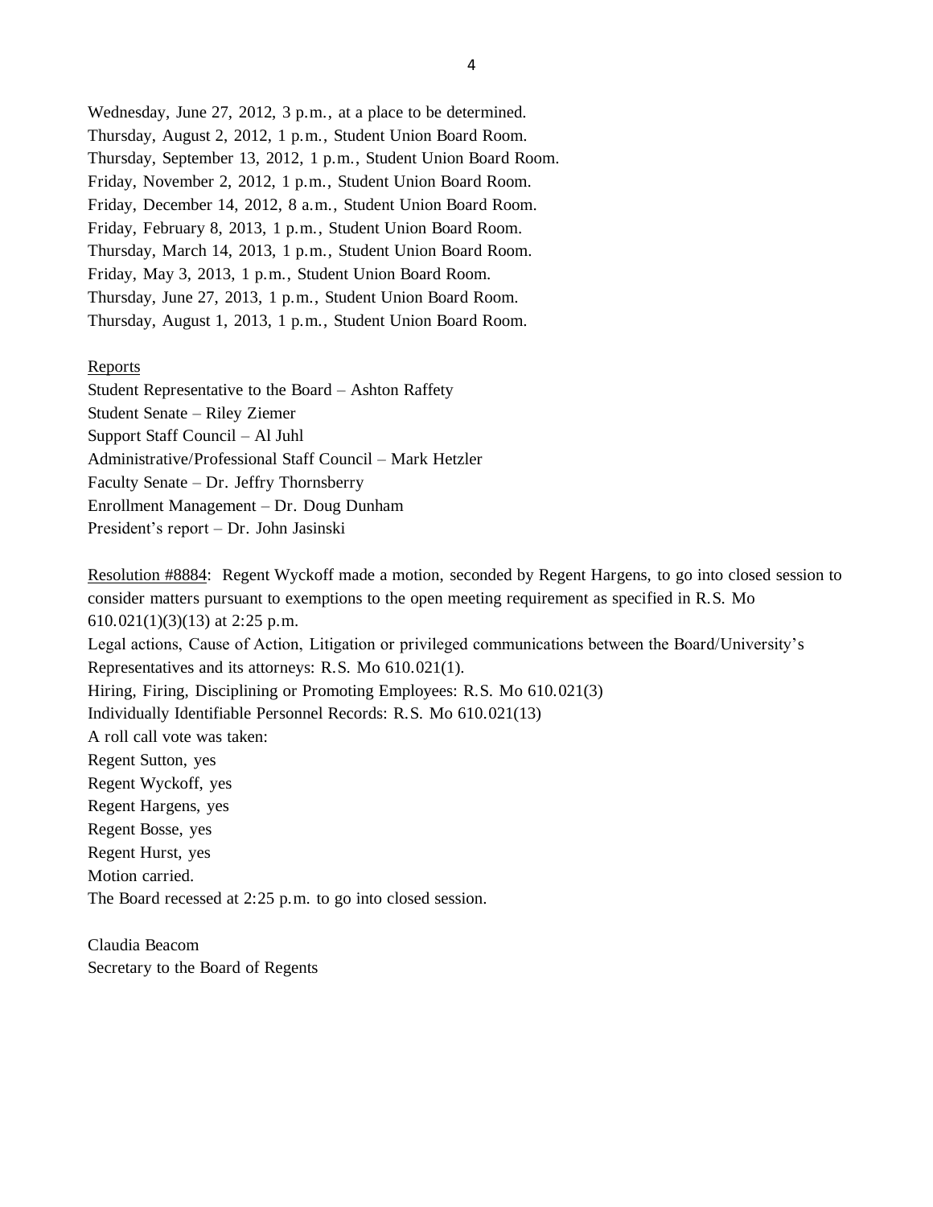Wednesday, June 27, 2012, 3 p.m., at a place to be determined.
Thursday, August 2, 2012, 1 p.m., Student Union Board Room.
Thursday, September 13, 2012, 1 p.m., Student Union Board Room.
Friday, November 2, 2012, 1 p.m., Student Union Board Room.
Friday, December 14, 2012, 8 a.m., Student Union Board Room.
Friday, February 8, 2013, 1 p.m., Student Union Board Room.
Thursday, March 14, 2013, 1 p.m., Student Union Board Room.
Friday, May 3, 2013, 1 p.m., Student Union Board Room.
Thursday, June 27, 2013, 1 p.m., Student Union Board Room.
Thursday, August 1, 2013, 1 p.m., Student Union Board Room.

Reports
Student Representative to the Board – Ashton Raffety
Student Senate – Riley Ziemer
Support Staff Council – Al Juhl
Administrative/Professional Staff Council – Mark Hetzler
Faculty Senate – Dr. Jeffry Thornsberry
Enrollment Management – Dr. Doug Dunham
President's report – Dr. John Jasinski

Resolution #8884: Regent Wyckoff made a motion, seconded by Regent Hargens, to go into closed session to consider matters pursuant to exemptions to the open meeting requirement as specified in R.S. Mo 610.021(1)(3)(13) at 2:25 p.m.
Legal actions, Cause of Action, Litigation or privileged communications between the Board/University's Representatives and its attorneys: R.S. Mo 610.021(1).
Hiring, Firing, Disciplining or Promoting Employees: R.S. Mo 610.021(3)
Individually Identifiable Personnel Records: R.S. Mo 610.021(13)
A roll call vote was taken:
Regent Sutton, yes
Regent Wyckoff, yes
Regent Hargens, yes
Regent Bosse, yes
Regent Hurst, yes
Motion carried.
The Board recessed at 2:25 p.m. to go into closed session.

Claudia Beacom
Secretary to the Board of Regents